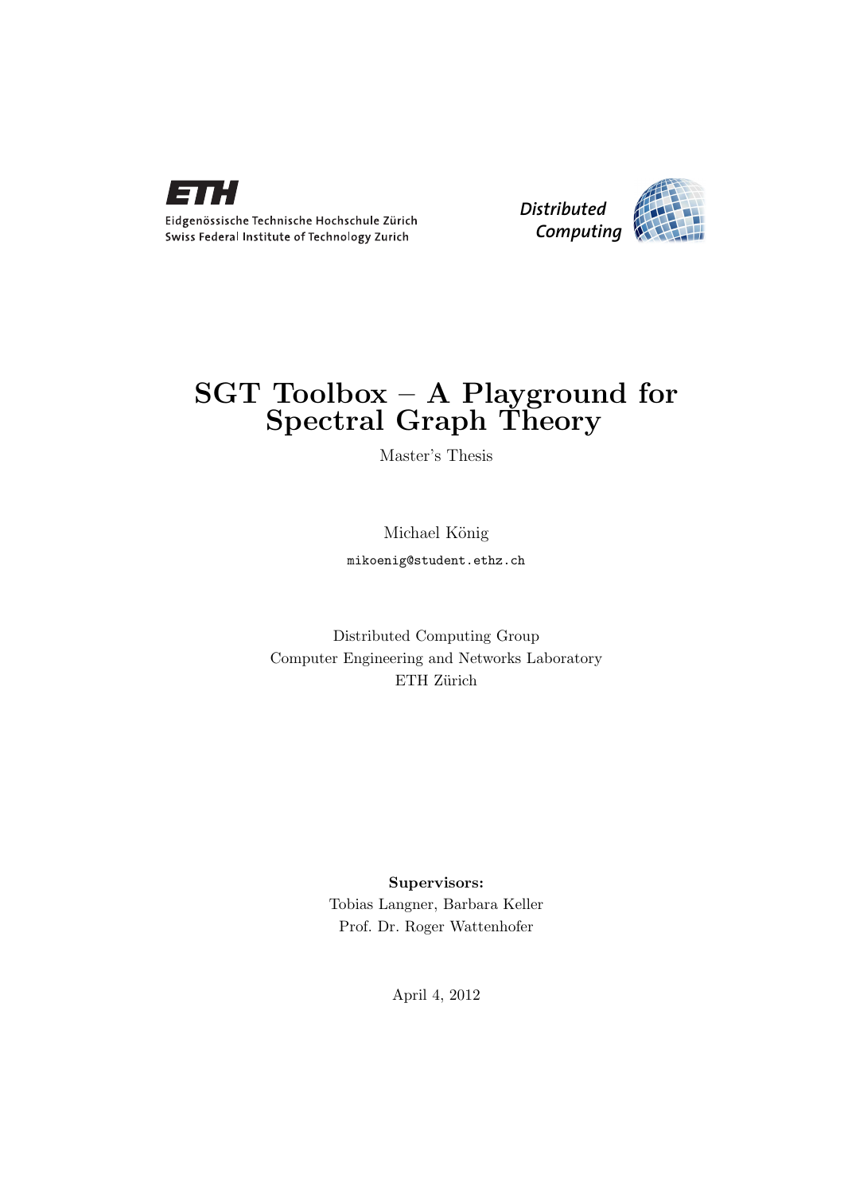Eidgenössische Technische Hochschule Zürich
Swiss Federal Institute of Technology Zurich

*Distributed Computing*

# SGT Toolbox – A Playground for Spectral Graph Theory

Master's Thesis

Michael König

mikoenig@student.ethz.ch

Distributed Computing Group
Computer Engineering and Networks Laboratory
ETH Zürich

**Supervisors:**
Tobias Langner, Barbara Keller
Prof. Dr. Roger Wattenhofer

April 4, 2012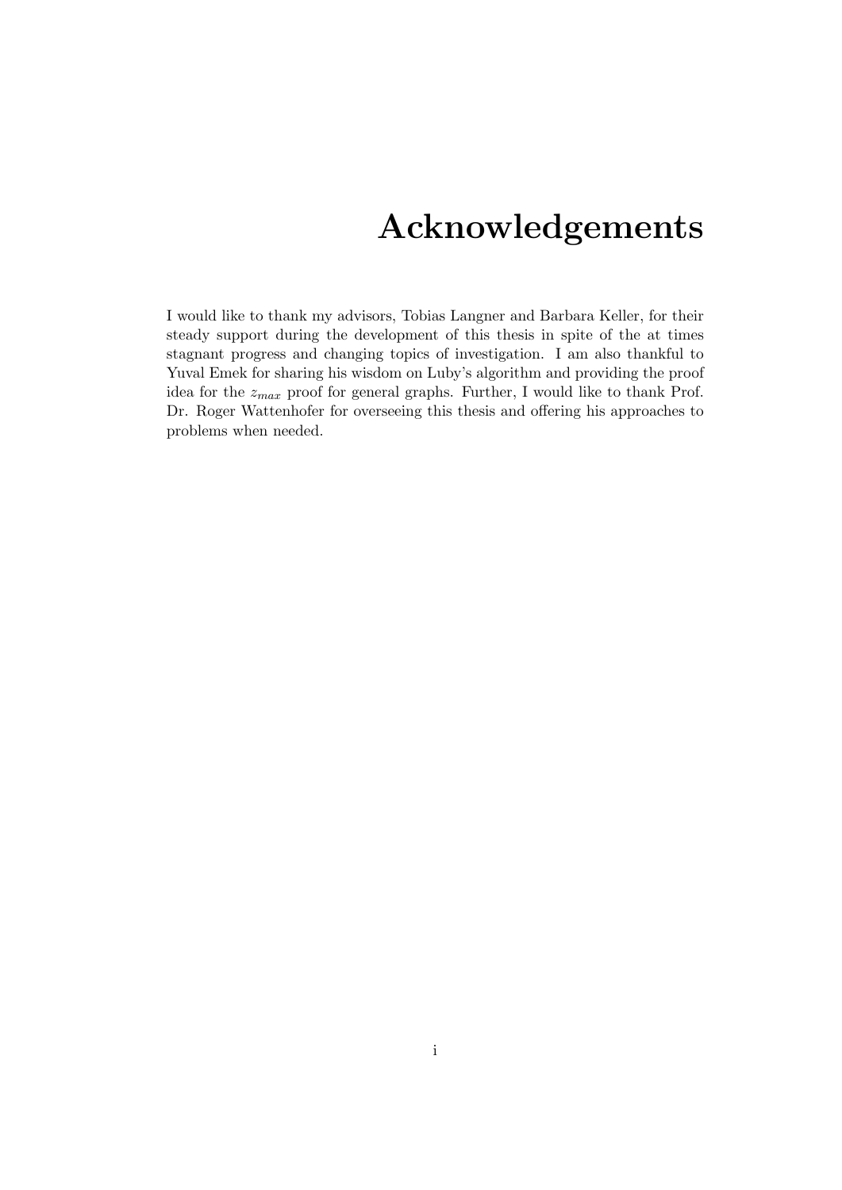# Acknowledgements

I would like to thank my advisors, Tobias Langner and Barbara Keller, for their steady support during the development of this thesis in spite of the at times stagnant progress and changing topics of investigation. I am also thankful to Yuval Emek for sharing his wisdom on Luby's algorithm and providing the proof idea for the $z_{max}$ proof for general graphs. Further, I would like to thank Prof. Dr. Roger Wattenhofer for overseeing this thesis and offering his approaches to problems when needed.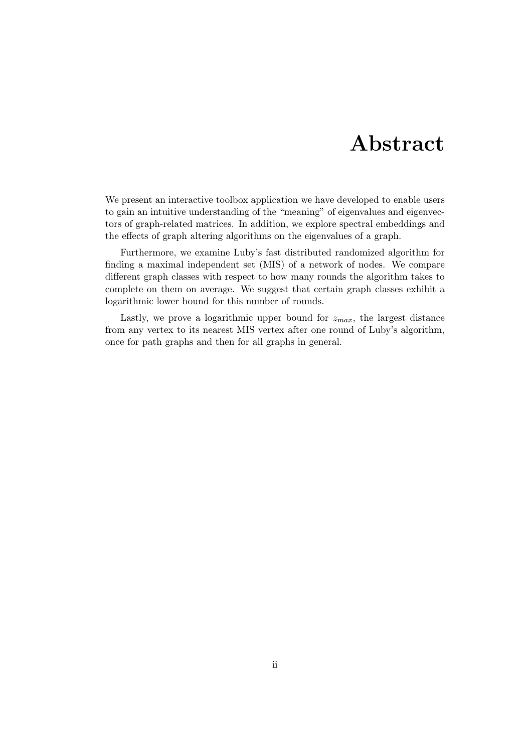# Abstract

We present an interactive toolbox application we have developed to enable users to gain an intuitive understanding of the "meaning" of eigenvalues and eigenvectors of graph-related matrices. In addition, we explore spectral embeddings and the effects of graph altering algorithms on the eigenvalues of a graph.

Furthermore, we examine Luby's fast distributed randomized algorithm for finding a maximal independent set (MIS) of a network of nodes. We compare different graph classes with respect to how many rounds the algorithm takes to complete on them on average. We suggest that certain graph classes exhibit a logarithmic lower bound for this number of rounds.

Lastly, we prove a logarithmic upper bound for $z_{max}$, the largest distance from any vertex to its nearest MIS vertex after one round of Luby's algorithm, once for path graphs and then for all graphs in general.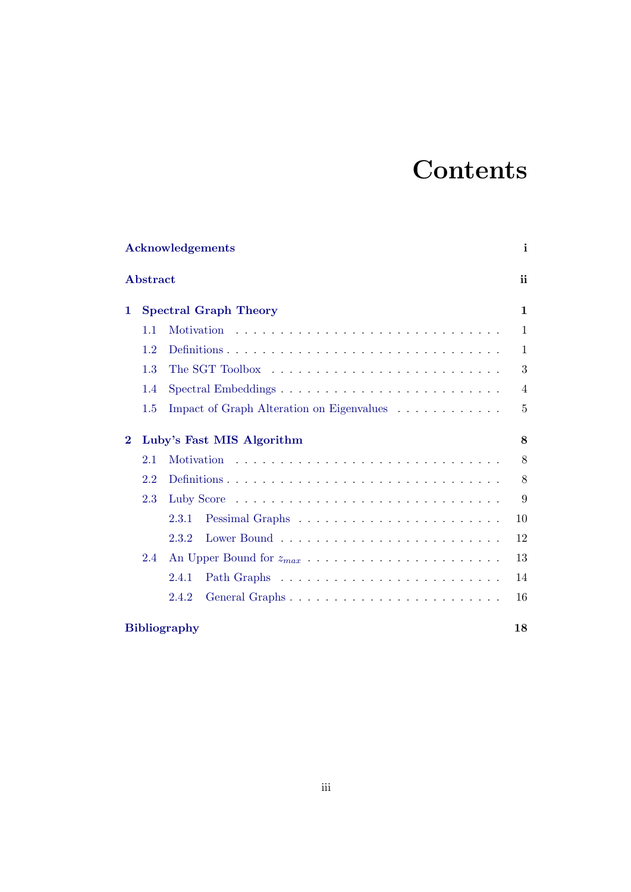# Contents

- **Acknowledgements** — **i**
- **Abstract** — **ii**
- **1 Spectral Graph Theory** — **1**
  - 1.1 Motivation — 1
  - 1.2 Definitions — 1
  - 1.3 The SGT Toolbox — 3
  - 1.4 Spectral Embeddings — 4
  - 1.5 Impact of Graph Alteration on Eigenvalues — 5
- **2 Luby's Fast MIS Algorithm** — **8**
  - 2.1 Motivation — 8
  - 2.2 Definitions — 8
  - 2.3 Luby Score — 9
    - 2.3.1 Pessimal Graphs — 10
    - 2.3.2 Lower Bound — 12
  - 2.4 An Upper Bound for $z_{max}$ — 13
    - 2.4.1 Path Graphs — 14
    - 2.4.2 General Graphs — 16
- **Bibliography** — **18**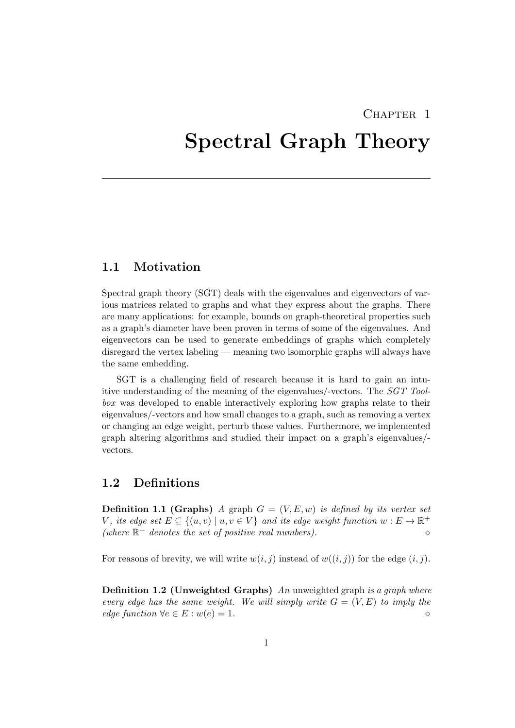Chapter 1

# Spectral Graph Theory

## 1.1 Motivation

Spectral graph theory (SGT) deals with the eigenvalues and eigenvectors of various matrices related to graphs and what they express about the graphs. There are many applications: for example, bounds on graph-theoretical properties such as a graph's diameter have been proven in terms of some of the eigenvalues. And eigenvectors can be used to generate embeddings of graphs which completely disregard the vertex labeling — meaning two isomorphic graphs will always have the same embedding.

SGT is a challenging field of research because it is hard to gain an intuitive understanding of the meaning of the eigenvalues/-vectors. The *SGT Toolbox* was developed to enable interactively exploring how graphs relate to their eigenvalues/-vectors and how small changes to a graph, such as removing a vertex or changing an edge weight, perturb those values. Furthermore, we implemented graph altering algorithms and studied their impact on a graph's eigenvalues/-vectors.

## 1.2 Definitions

**Definition 1.1 (Graphs)** *A* graph $G = (V, E, w)$ *is defined by its vertex set* $V$*, its edge set* $E \subseteq \{(u, v) \mid u, v \in V\}$ *and its edge weight function* $w : E \rightarrow \mathbb{R}^+$ *(where* $\mathbb{R}^+$ *denotes the set of positive real numbers).* ◇

For reasons of brevity, we will write $w(i, j)$ instead of $w((i, j))$ for the edge $(i, j)$.

**Definition 1.2 (Unweighted Graphs)** *An* unweighted graph *is a graph where every edge has the same weight. We will simply write* $G = (V, E)$ *to imply the edge function* $\forall e \in E : w(e) = 1$. ◇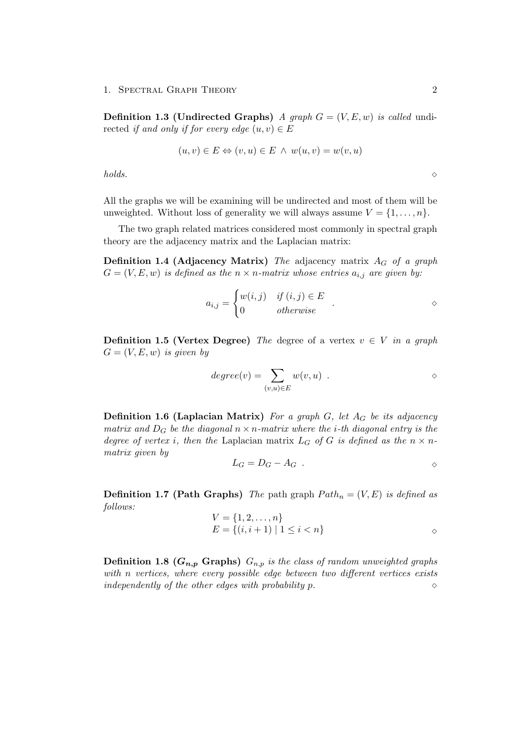**Definition 1.3 (Undirected Graphs)** *A graph $G = (V, E, w)$ is called* undirected *if and only if for every edge $(u, v) \in E$*

$$(u, v) \in E \Leftrightarrow (v, u) \in E \wedge w(u, v) = w(v, u)$$

*holds.* ◇

All the graphs we will be examining will be undirected and most of them will be unweighted. Without loss of generality we will always assume $V = \{1, \ldots, n\}$.

The two graph related matrices considered most commonly in spectral graph theory are the adjacency matrix and the Laplacian matrix:

**Definition 1.4 (Adjacency Matrix)** *The* adjacency matrix *$A_G$ of a graph $G = (V, E, w)$ is defined as the $n \times n$-matrix whose entries $a_{i,j}$ are given by:*

$$a_{i,j} = \begin{cases} w(i, j) & \text{if } (i, j) \in E \\ 0 & \text{otherwise} \end{cases} .$$ ◇

**Definition 1.5 (Vertex Degree)** *The* degree *of a vertex $v \in V$ in a graph $G = (V, E, w)$ is given by*

$$degree(v) = \sum_{(v,u) \in E} w(v, u) .$$ ◇

**Definition 1.6 (Laplacian Matrix)** *For a graph $G$, let $A_G$ be its adjacency matrix and $D_G$ be the diagonal $n \times n$-matrix where the $i$-th diagonal entry is the degree of vertex $i$, then the* Laplacian matrix *$L_G$ of $G$ is defined as the $n \times n$-matrix given by*

$$L_G = D_G - A_G .$$ ◇

**Definition 1.7 (Path Graphs)** *The* path graph *$Path_n = (V, E)$ is defined as follows:*

$$V = \{1, 2, \ldots, n\}$$
$$E = \{(i, i + 1) \mid 1 \leq i < n\}$$ ◇

**Definition 1.8 ($G_{n,p}$ Graphs)** *$G_{n,p}$ is the class of random unweighted graphs with $n$ vertices, where every possible edge between two different vertices exists independently of the other edges with probability $p$.* ◇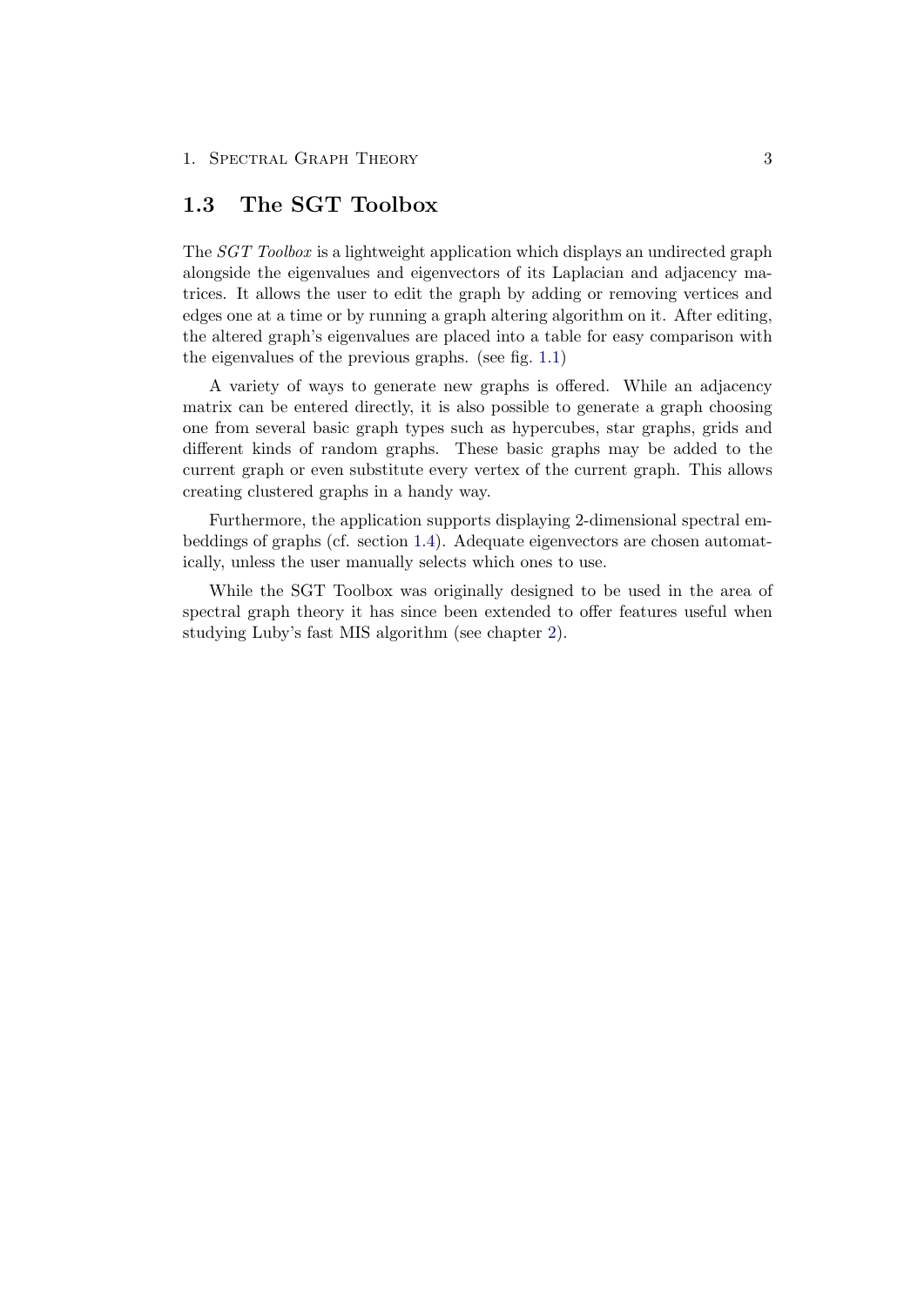## 1.3 The SGT Toolbox

The *SGT Toolbox* is a lightweight application which displays an undirected graph alongside the eigenvalues and eigenvectors of its Laplacian and adjacency matrices. It allows the user to edit the graph by adding or removing vertices and edges one at a time or by running a graph altering algorithm on it. After editing, the altered graph's eigenvalues are placed into a table for easy comparison with the eigenvalues of the previous graphs. (see fig. 1.1)

A variety of ways to generate new graphs is offered. While an adjacency matrix can be entered directly, it is also possible to generate a graph choosing one from several basic graph types such as hypercubes, star graphs, grids and different kinds of random graphs. These basic graphs may be added to the current graph or even substitute every vertex of the current graph. This allows creating clustered graphs in a handy way.

Furthermore, the application supports displaying 2-dimensional spectral embeddings of graphs (cf. section 1.4). Adequate eigenvectors are chosen automatically, unless the user manually selects which ones to use.

While the SGT Toolbox was originally designed to be used in the area of spectral graph theory it has since been extended to offer features useful when studying Luby's fast MIS algorithm (see chapter 2).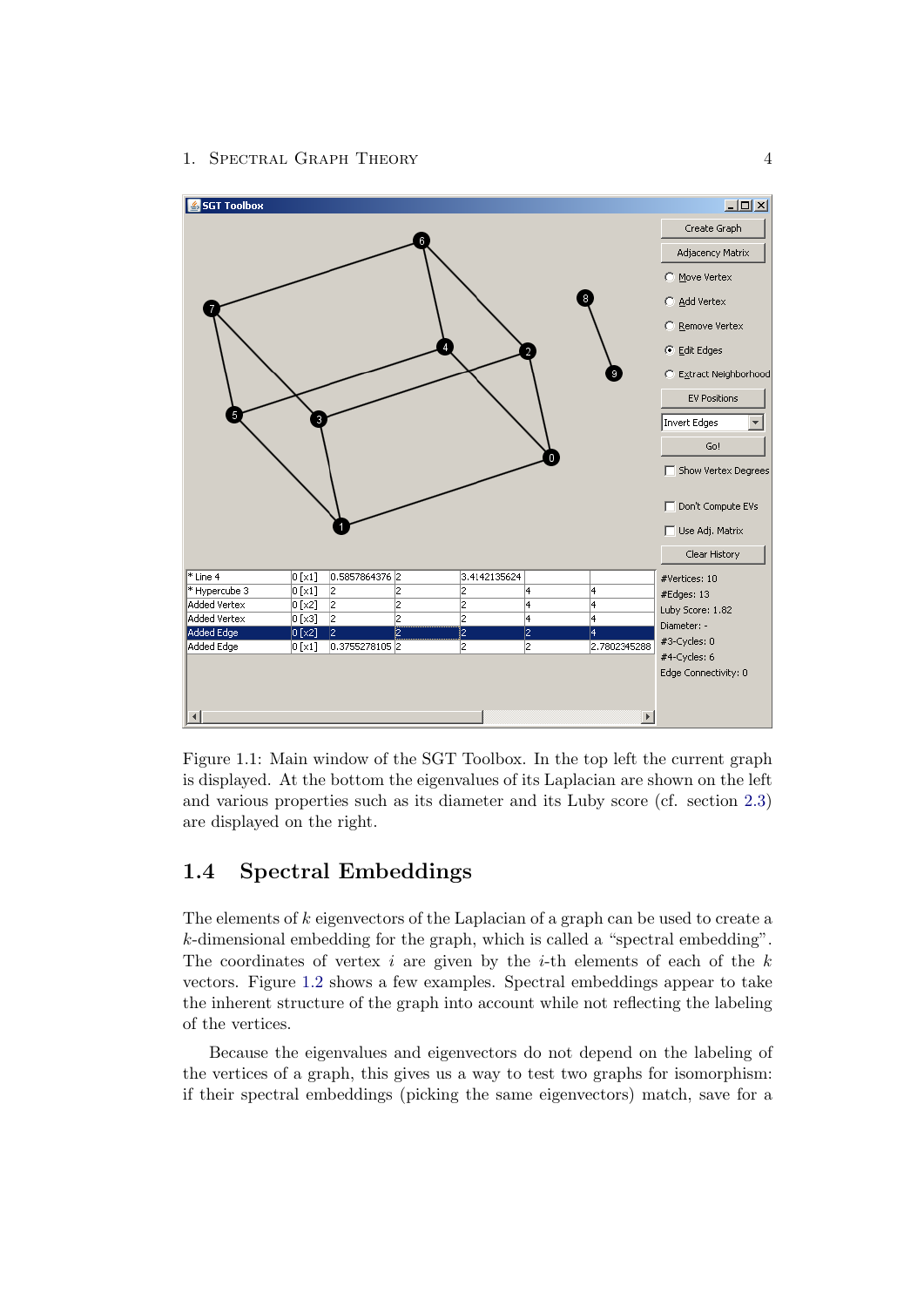Figure 1.1: Main window of the SGT Toolbox. In the top left the current graph is displayed. At the bottom the eigenvalues of its Laplacian are shown on the left and various properties such as its diameter and its Luby score (cf. section 2.3) are displayed on the right.

## 1.4 Spectral Embeddings

The elements of $k$ eigenvectors of the Laplacian of a graph can be used to create a $k$-dimensional embedding for the graph, which is called a "spectral embedding". The coordinates of vertex $i$ are given by the $i$-th elements of each of the $k$ vectors. Figure 1.2 shows a few examples. Spectral embeddings appear to take the inherent structure of the graph into account while not reflecting the labeling of the vertices.

Because the eigenvalues and eigenvectors do not depend on the labeling of the vertices of a graph, this gives us a way to test two graphs for isomorphism: if their spectral embeddings (picking the same eigenvectors) match, save for a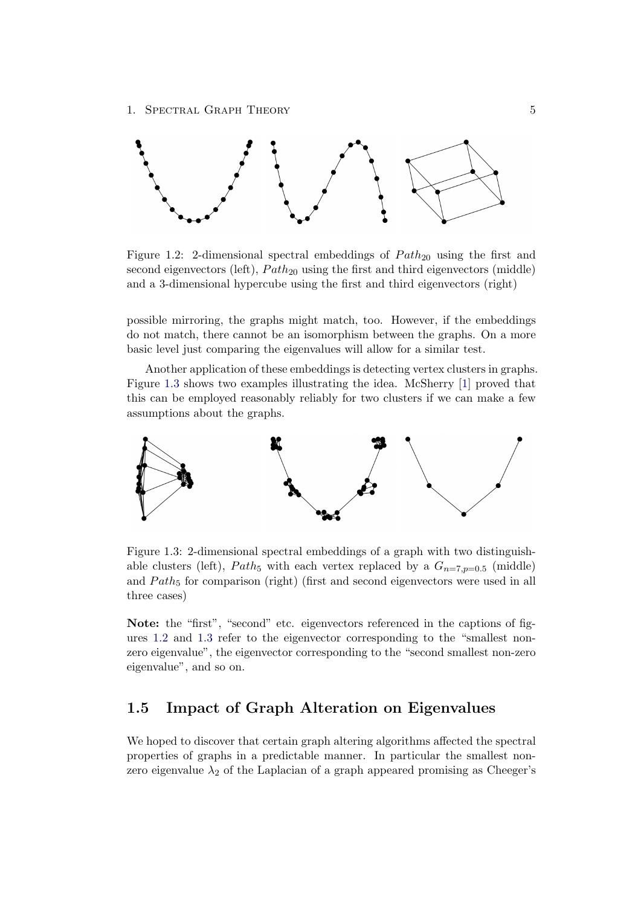Figure 1.2: 2-dimensional spectral embeddings of $Path_{20}$ using the first and second eigenvectors (left), $Path_{20}$ using the first and third eigenvectors (middle) and a 3-dimensional hypercube using the first and third eigenvectors (right)

possible mirroring, the graphs might match, too. However, if the embeddings do not match, there cannot be an isomorphism between the graphs. On a more basic level just comparing the eigenvalues will allow for a similar test.

Another application of these embeddings is detecting vertex clusters in graphs. Figure 1.3 shows two examples illustrating the idea. McSherry [1] proved that this can be employed reasonably reliably for two clusters if we can make a few assumptions about the graphs.

Figure 1.3: 2-dimensional spectral embeddings of a graph with two distinguishable clusters (left), $Path_5$ with each vertex replaced by a $G_{n=7,p=0.5}$ (middle) and $Path_5$ for comparison (right) (first and second eigenvectors were used in all three cases)

**Note:** the "first", "second" etc. eigenvectors referenced in the captions of figures 1.2 and 1.3 refer to the eigenvector corresponding to the "smallest non-zero eigenvalue", the eigenvector corresponding to the "second smallest non-zero eigenvalue", and so on.

## 1.5 Impact of Graph Alteration on Eigenvalues

We hoped to discover that certain graph altering algorithms affected the spectral properties of graphs in a predictable manner. In particular the smallest non-zero eigenvalue $\lambda_2$ of the Laplacian of a graph appeared promising as Cheeger's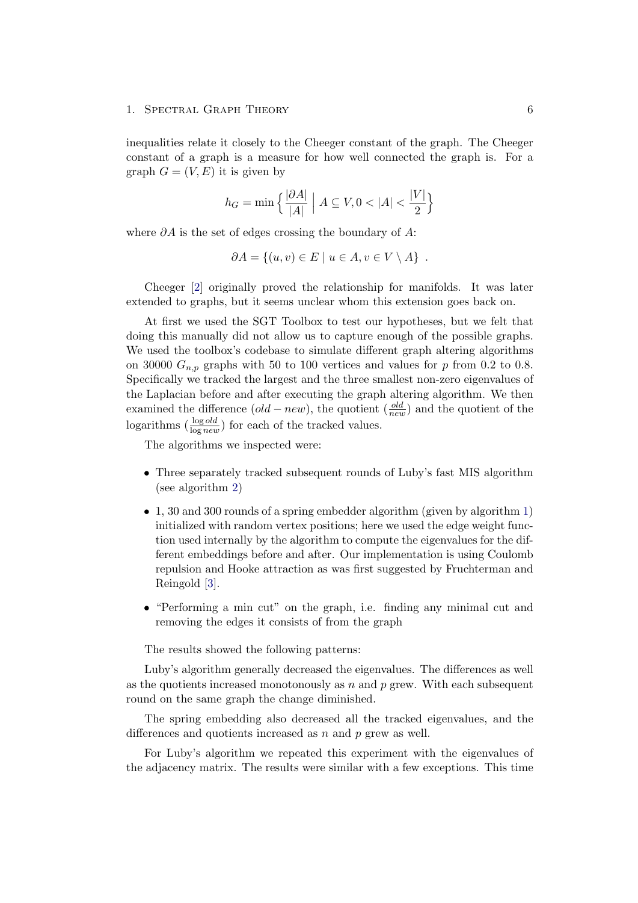inequalities relate it closely to the Cheeger constant of the graph. The Cheeger constant of a graph is a measure for how well connected the graph is. For a graph $G = (V, E)$ it is given by

$$h_G = \min \left\{ \frac{|\partial A|}{|A|} \;\middle|\; A \subseteq V, 0 < |A| < \frac{|V|}{2} \right\}$$

where $\partial A$ is the set of edges crossing the boundary of $A$:

$$\partial A = \{(u, v) \in E \mid u \in A, v \in V \setminus A\} \ .$$

Cheeger [2] originally proved the relationship for manifolds. It was later extended to graphs, but it seems unclear whom this extension goes back on.

At first we used the SGT Toolbox to test our hypotheses, but we felt that doing this manually did not allow us to capture enough of the possible graphs. We used the toolbox's codebase to simulate different graph altering algorithms on 30000 $G_{n,p}$ graphs with 50 to 100 vertices and values for $p$ from 0.2 to 0.8. Specifically we tracked the largest and the three smallest non-zero eigenvalues of the Laplacian before and after executing the graph altering algorithm. We then examined the difference $(old - new)$, the quotient $(\frac{old}{new})$ and the quotient of the logarithms $(\frac{\log old}{\log new})$ for each of the tracked values.

The algorithms we inspected were:

- Three separately tracked subsequent rounds of Luby's fast MIS algorithm (see algorithm 2)
- 1, 30 and 300 rounds of a spring embedder algorithm (given by algorithm 1) initialized with random vertex positions; here we used the edge weight function used internally by the algorithm to compute the eigenvalues for the different embeddings before and after. Our implementation is using Coulomb repulsion and Hooke attraction as was first suggested by Fruchterman and Reingold [3].
- "Performing a min cut" on the graph, i.e. finding any minimal cut and removing the edges it consists of from the graph

The results showed the following patterns:

Luby's algorithm generally decreased the eigenvalues. The differences as well as the quotients increased monotonously as $n$ and $p$ grew. With each subsequent round on the same graph the change diminished.

The spring embedding also decreased all the tracked eigenvalues, and the differences and quotients increased as $n$ and $p$ grew as well.

For Luby's algorithm we repeated this experiment with the eigenvalues of the adjacency matrix. The results were similar with a few exceptions. This time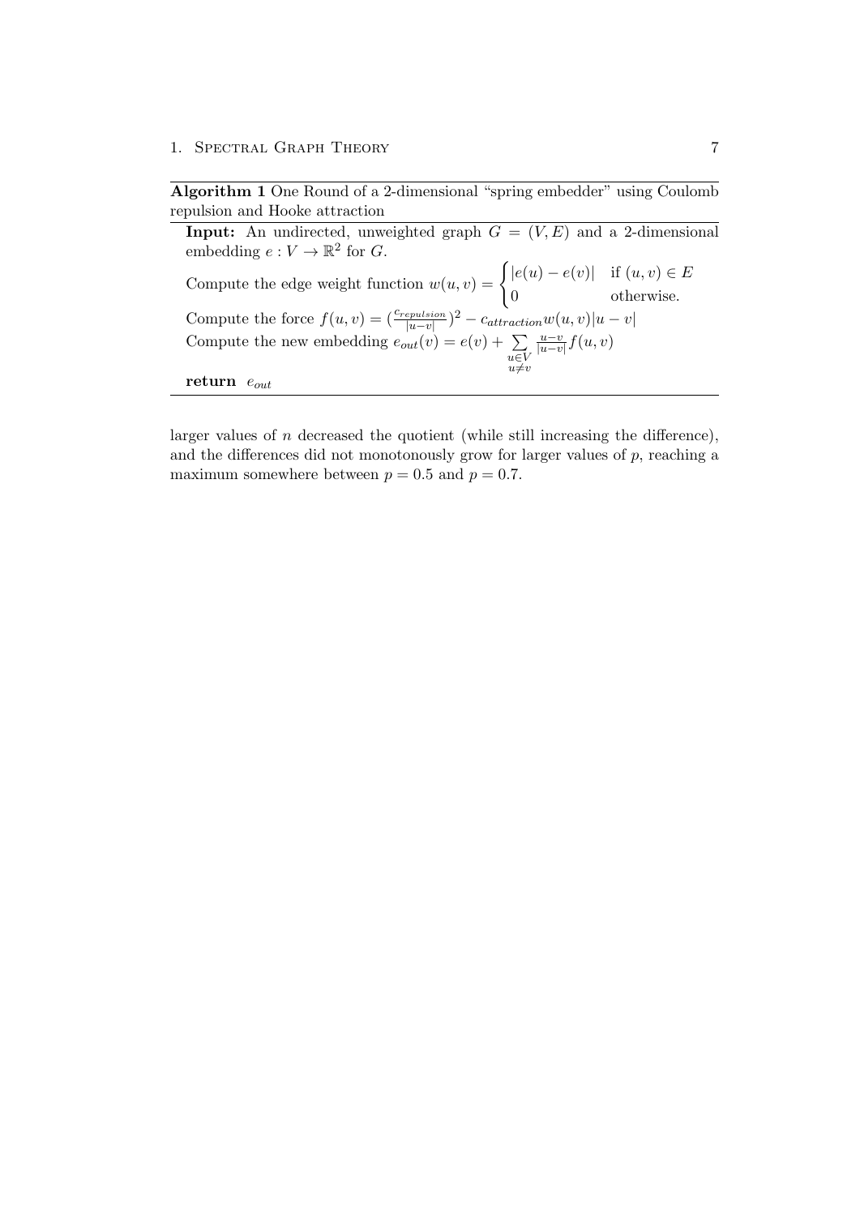**Algorithm 1** One Round of a 2-dimensional "spring embedder" using Coulomb repulsion and Hooke attraction

---

**Input:** An undirected, unweighted graph $G = (V, E)$ and a 2-dimensional embedding $e : V \to \mathbb{R}^2$ for $G$.

Compute the edge weight function $w(u, v) = \begin{cases} |e(u) - e(v)| & \text{if } (u, v) \in E \\ 0 & \text{otherwise.} \end{cases}$

Compute the force $f(u, v) = (\frac{c_{repulsion}}{|u-v|})^2 - c_{attraction} w(u, v)|u - v|$

Compute the new embedding $e_{out}(v) = e(v) + \sum_{\substack{u \in V \\ u \neq v}} \frac{u-v}{|u-v|} f(u, v)$

**return** $e_{out}$

---

larger values of $n$ decreased the quotient (while still increasing the difference), and the differences did not monotonously grow for larger values of $p$, reaching a maximum somewhere between $p = 0.5$ and $p = 0.7$.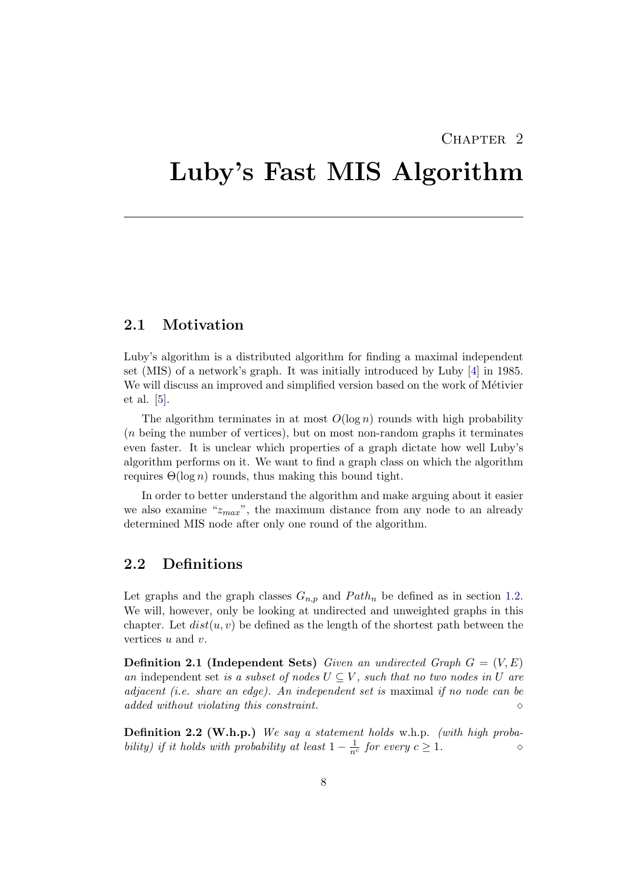# Chapter 2

# Luby's Fast MIS Algorithm

## 2.1 Motivation

Luby's algorithm is a distributed algorithm for finding a maximal independent set (MIS) of a network's graph. It was initially introduced by Luby [4] in 1985. We will discuss an improved and simplified version based on the work of Métivier et al. [5].

The algorithm terminates in at most $O(\log n)$ rounds with high probability ($n$ being the number of vertices), but on most non-random graphs it terminates even faster. It is unclear which properties of a graph dictate how well Luby's algorithm performs on it. We want to find a graph class on which the algorithm requires $\Theta(\log n)$ rounds, thus making this bound tight.

In order to better understand the algorithm and make arguing about it easier we also examine "$z_{max}$", the maximum distance from any node to an already determined MIS node after only one round of the algorithm.

## 2.2 Definitions

Let graphs and the graph classes $G_{n,p}$ and $Path_n$ be defined as in section 1.2. We will, however, only be looking at undirected and unweighted graphs in this chapter. Let $dist(u, v)$ be defined as the length of the shortest path between the vertices $u$ and $v$.

**Definition 2.1 (Independent Sets)** *Given an undirected Graph $G = (V, E)$ an* independent set *is a subset of nodes $U \subseteq V$, such that no two nodes in $U$ are adjacent (i.e. share an edge). An independent set is* maximal *if no node can be added without violating this constraint.* ◇

**Definition 2.2 (W.h.p.)** *We say a statement holds* w.h.p. *(with high probability) if it holds with probability at least $1 - \frac{1}{n^c}$ for every $c \geq 1$.* ◇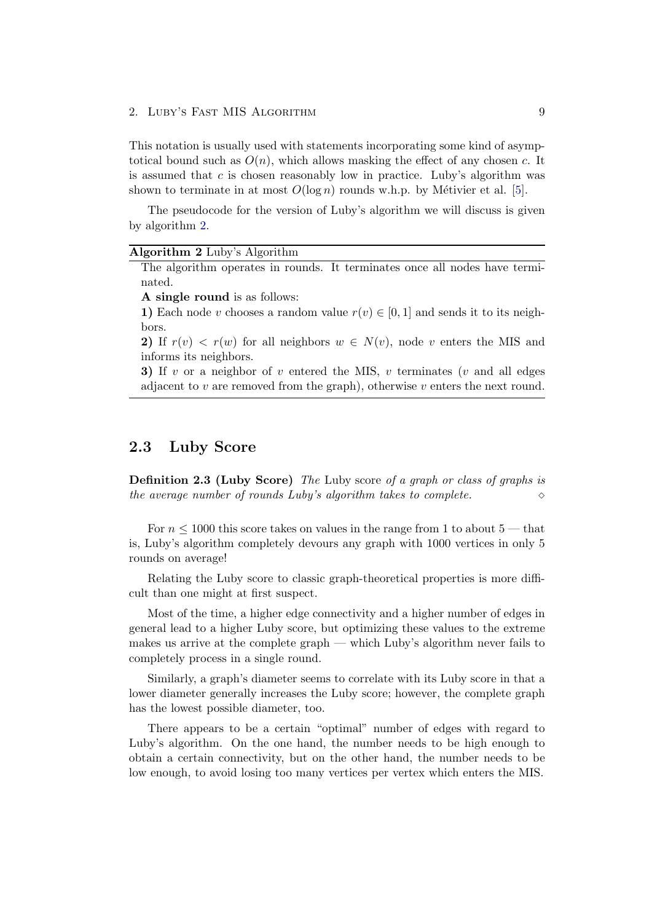This notation is usually used with statements incorporating some kind of asymptotical bound such as $O(n)$, which allows masking the effect of any chosen $c$. It is assumed that $c$ is chosen reasonably low in practice. Luby's algorithm was shown to terminate in at most $O(\log n)$ rounds w.h.p. by Métivier et al. [5].

The pseudocode for the version of Luby's algorithm we will discuss is given by algorithm 2.

---

**Algorithm 2** Luby's Algorithm

The algorithm operates in rounds. It terminates once all nodes have terminated.

**A single round** is as follows:

**1)** Each node $v$ chooses a random value $r(v) \in [0, 1]$ and sends it to its neighbors.

**2)** If $r(v) < r(w)$ for all neighbors $w \in N(v)$, node $v$ enters the MIS and informs its neighbors.

**3)** If $v$ or a neighbor of $v$ entered the MIS, $v$ terminates ($v$ and all edges adjacent to $v$ are removed from the graph), otherwise $v$ enters the next round.

---

## 2.3 Luby Score

**Definition 2.3 (Luby Score)** *The* Luby score *of a graph or class of graphs is the average number of rounds Luby's algorithm takes to complete.* ◇

For $n \leq 1000$ this score takes on values in the range from 1 to about 5 — that is, Luby's algorithm completely devours any graph with 1000 vertices in only 5 rounds on average!

Relating the Luby score to classic graph-theoretical properties is more difficult than one might at first suspect.

Most of the time, a higher edge connectivity and a higher number of edges in general lead to a higher Luby score, but optimizing these values to the extreme makes us arrive at the complete graph — which Luby's algorithm never fails to completely process in a single round.

Similarly, a graph's diameter seems to correlate with its Luby score in that a lower diameter generally increases the Luby score; however, the complete graph has the lowest possible diameter, too.

There appears to be a certain "optimal" number of edges with regard to Luby's algorithm. On the one hand, the number needs to be high enough to obtain a certain connectivity, but on the other hand, the number needs to be low enough, to avoid losing too many vertices per vertex which enters the MIS.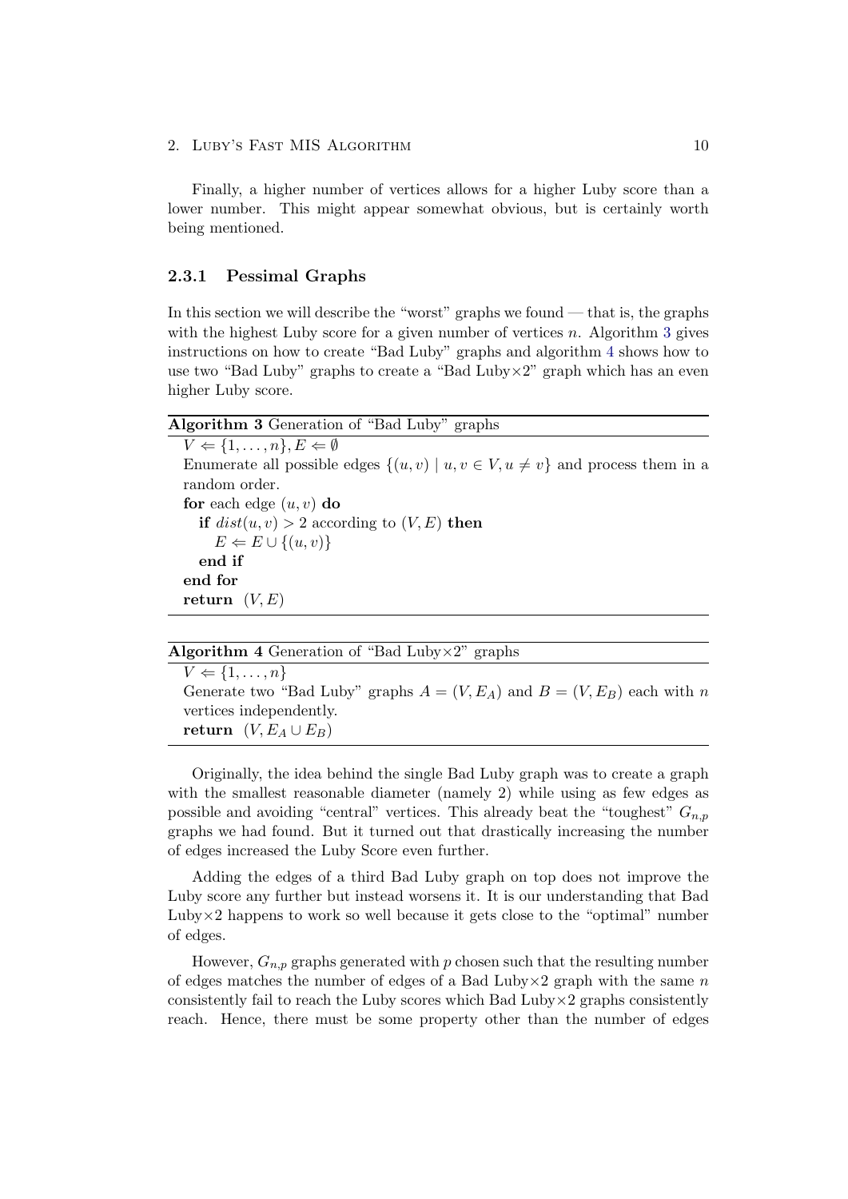Finally, a higher number of vertices allows for a higher Luby score than a lower number. This might appear somewhat obvious, but is certainly worth being mentioned.

### 2.3.1 Pessimal Graphs

In this section we will describe the "worst" graphs we found — that is, the graphs with the highest Luby score for a given number of vertices $n$. Algorithm 3 gives instructions on how to create "Bad Luby" graphs and algorithm 4 shows how to use two "Bad Luby" graphs to create a "Bad Luby×2" graph which has an even higher Luby score.

**Algorithm 3** Generation of "Bad Luby" graphs

```
V ⇐ {1, ..., n}, E ⇐ ∅
Enumerate all possible edges {(u, v) | u, v ∈ V, u ≠ v} and process them in a
random order.
for each edge (u, v) do
    if dist(u, v) > 2 according to (V, E) then
        E ⇐ E ∪ {(u, v)}
    end if
end for
return (V, E)
```

**Algorithm 4** Generation of "Bad Luby×2" graphs

```
V ⇐ {1, ..., n}
Generate two "Bad Luby" graphs A = (V, E_A) and B = (V, E_B) each with n
vertices independently.
return (V, E_A ∪ E_B)
```

Originally, the idea behind the single Bad Luby graph was to create a graph with the smallest reasonable diameter (namely 2) while using as few edges as possible and avoiding "central" vertices. This already beat the "toughest" $G_{n,p}$ graphs we had found. But it turned out that drastically increasing the number of edges increased the Luby Score even further.

Adding the edges of a third Bad Luby graph on top does not improve the Luby score any further but instead worsens it. It is our understanding that Bad Luby×2 happens to work so well because it gets close to the "optimal" number of edges.

However, $G_{n,p}$ graphs generated with $p$ chosen such that the resulting number of edges matches the number of edges of a Bad Luby×2 graph with the same $n$ consistently fail to reach the Luby scores which Bad Luby×2 graphs consistently reach. Hence, there must be some property other than the number of edges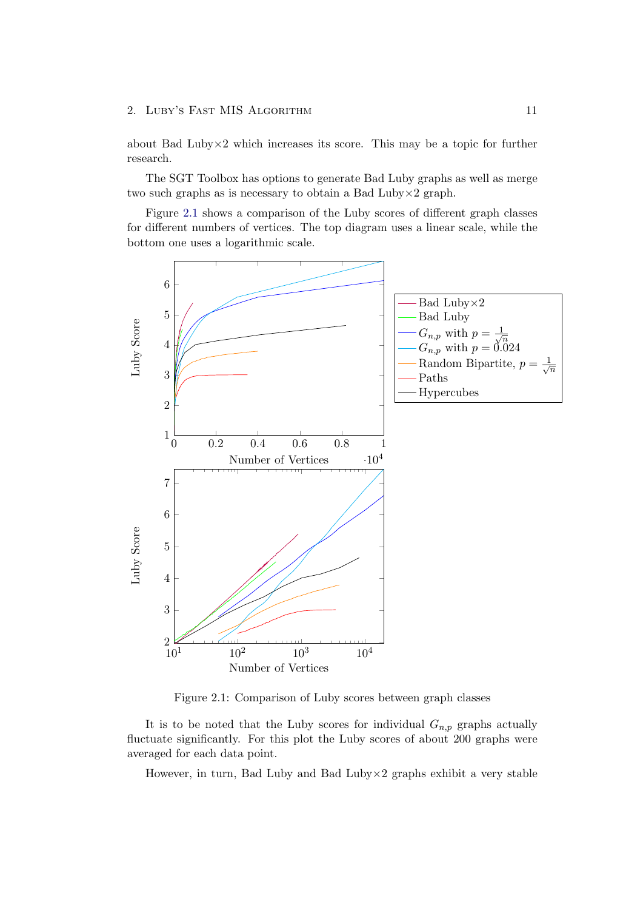about Bad Luby×2 which increases its score. This may be a topic for further research.

The SGT Toolbox has options to generate Bad Luby graphs as well as merge two such graphs as is necessary to obtain a Bad Luby×2 graph.

Figure 2.1 shows a comparison of the Luby scores of different graph classes for different numbers of vertices. The top diagram uses a linear scale, while the bottom one uses a logarithmic scale.

Figure 2.1: Comparison of Luby scores between graph classes

It is to be noted that the Luby scores for individual $G_{n,p}$ graphs actually fluctuate significantly. For this plot the Luby scores of about 200 graphs were averaged for each data point.

However, in turn, Bad Luby and Bad Luby×2 graphs exhibit a very stable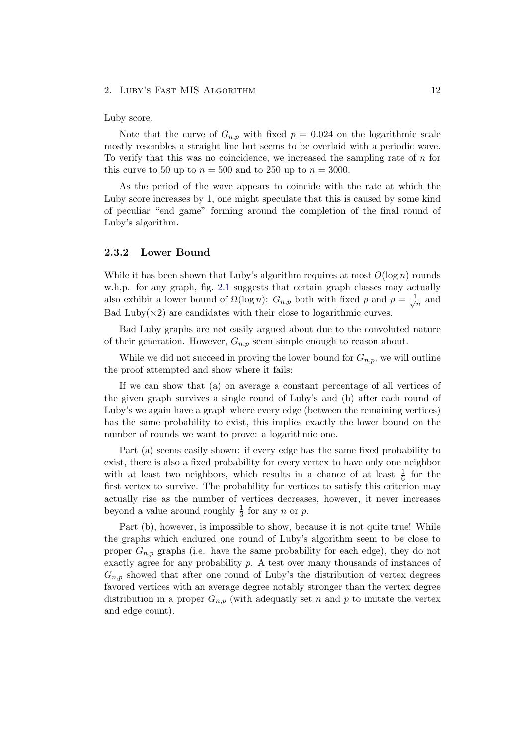Luby score.

Note that the curve of $G_{n,p}$ with fixed $p = 0.024$ on the logarithmic scale mostly resembles a straight line but seems to be overlaid with a periodic wave. To verify that this was no coincidence, we increased the sampling rate of $n$ for this curve to 50 up to $n = 500$ and to 250 up to $n = 3000$.

As the period of the wave appears to coincide with the rate at which the Luby score increases by 1, one might speculate that this is caused by some kind of peculiar "end game" forming around the completion of the final round of Luby's algorithm.

### 2.3.2 Lower Bound

While it has been shown that Luby's algorithm requires at most $O(\log n)$ rounds w.h.p. for any graph, fig. 2.1 suggests that certain graph classes may actually also exhibit a lower bound of $\Omega(\log n)$: $G_{n,p}$ both with fixed $p$ and $p = \frac{1}{\sqrt{n}}$ and Bad Luby($\times 2$) are candidates with their close to logarithmic curves.

Bad Luby graphs are not easily argued about due to the convoluted nature of their generation. However, $G_{n,p}$ seem simple enough to reason about.

While we did not succeed in proving the lower bound for $G_{n,p}$, we will outline the proof attempted and show where it fails:

If we can show that (a) on average a constant percentage of all vertices of the given graph survives a single round of Luby's and (b) after each round of Luby's we again have a graph where every edge (between the remaining vertices) has the same probability to exist, this implies exactly the lower bound on the number of rounds we want to prove: a logarithmic one.

Part (a) seems easily shown: if every edge has the same fixed probability to exist, there is also a fixed probability for every vertex to have only one neighbor with at least two neighbors, which results in a chance of at least $\frac{1}{6}$ for the first vertex to survive. The probability for vertices to satisfy this criterion may actually rise as the number of vertices decreases, however, it never increases beyond a value around roughly $\frac{1}{3}$ for any $n$ or $p$.

Part (b), however, is impossible to show, because it is not quite true! While the graphs which endured one round of Luby's algorithm seem to be close to proper $G_{n,p}$ graphs (i.e. have the same probability for each edge), they do not exactly agree for any probability $p$. A test over many thousands of instances of $G_{n,p}$ showed that after one round of Luby's the distribution of vertex degrees favored vertices with an average degree notably stronger than the vertex degree distribution in a proper $G_{n,p}$ (with adequatly set $n$ and $p$ to imitate the vertex and edge count).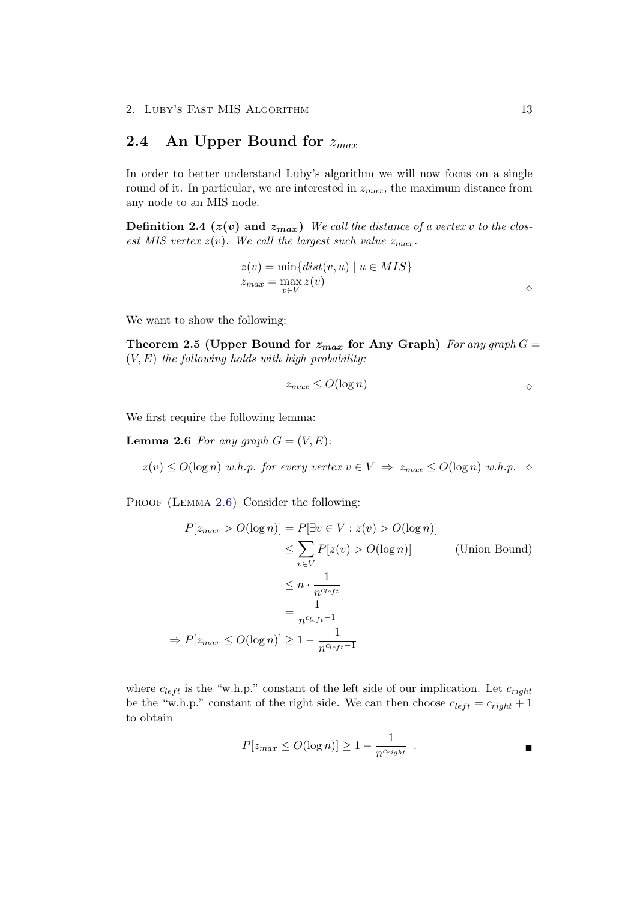## 2.4 An Upper Bound for $z_{max}$

In order to better understand Luby's algorithm we will now focus on a single round of it. In particular, we are interested in $z_{max}$, the maximum distance from any node to an MIS node.

**Definition 2.4 ($z(v)$ and $z_{max}$)** *We call the distance of a vertex $v$ to the closest MIS vertex $z(v)$. We call the largest such value $z_{max}$.*

$$
\begin{aligned}
z(v) &= \min\{dist(v,u) \mid u \in MIS\} \\
z_{max} &= \max_{v \in V} z(v)
\end{aligned}
\qquad \diamond
$$

We want to show the following:

**Theorem 2.5 (Upper Bound for $z_{max}$ for Any Graph)** *For any graph $G = (V, E)$ the following holds with high probability:*

$$z_{max} \leq O(\log n) \qquad \diamond$$

We first require the following lemma:

**Lemma 2.6** *For any graph $G = (V, E)$:*

$$z(v) \leq O(\log n) \text{ w.h.p. for every vertex } v \in V \;\Rightarrow\; z_{max} \leq O(\log n) \text{ w.h.p.} \quad \diamond$$

Proof (Lemma 2.6) Consider the following:

$$
\begin{aligned}
P[z_{max} > O(\log n)] &= P[\exists v \in V : z(v) > O(\log n)] \\
&\leq \sum_{v \in V} P[z(v) > O(\log n)] \qquad \text{(Union Bound)} \\
&\leq n \cdot \frac{1}{n^{c_{left}}} \\
&= \frac{1}{n^{c_{left}-1}} \\
\Rightarrow P[z_{max} \leq O(\log n)] &\geq 1 - \frac{1}{n^{c_{left}-1}}
\end{aligned}
$$

where $c_{left}$ is the "w.h.p." constant of the left side of our implication. Let $c_{right}$ be the "w.h.p." constant of the right side. We can then choose $c_{left} = c_{right} + 1$ to obtain

$$P[z_{max} \leq O(\log n)] \geq 1 - \frac{1}{n^{c_{right}}} \ . \qquad \blacksquare$$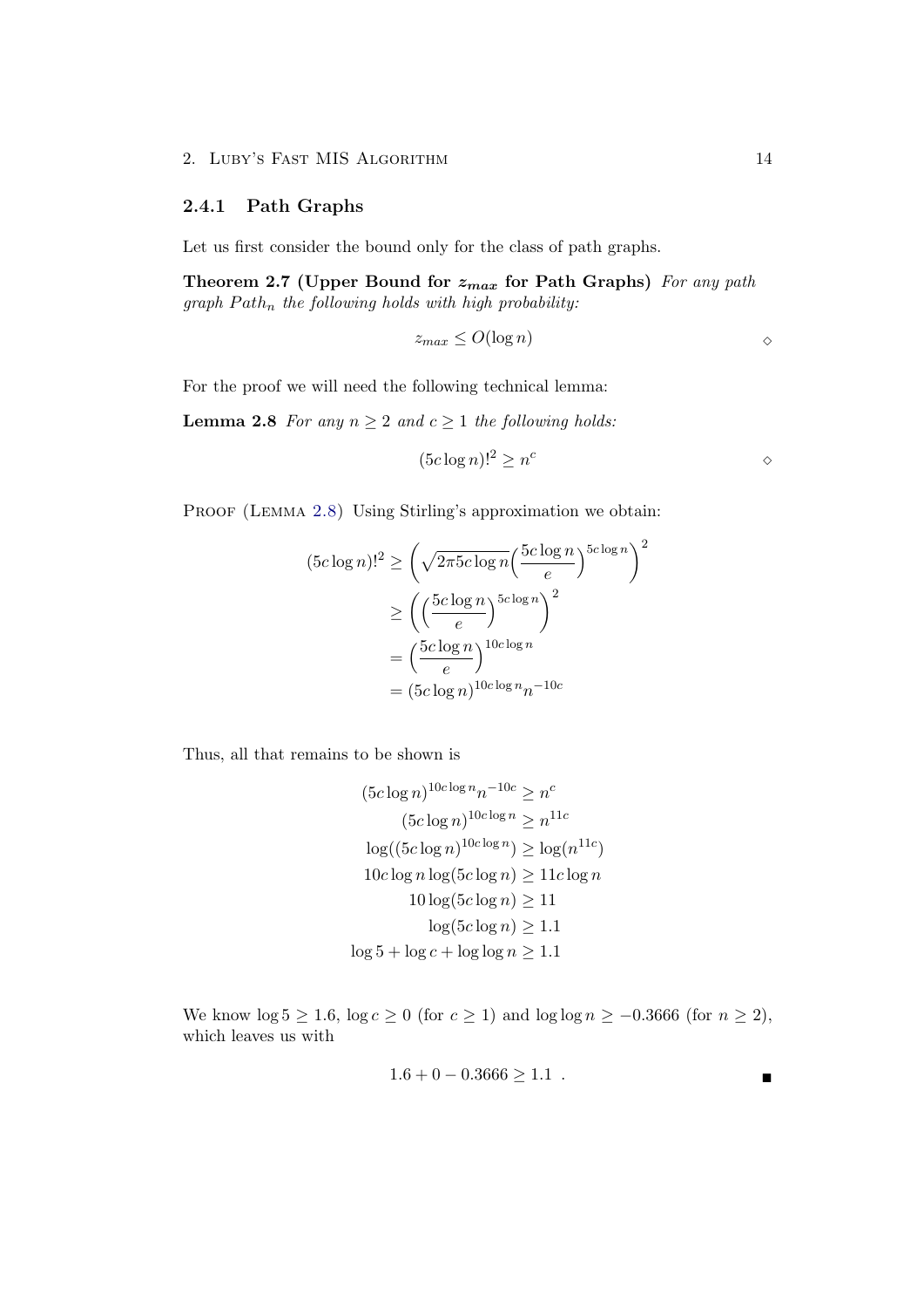### 2.4.1 Path Graphs

Let us first consider the bound only for the class of path graphs.

**Theorem 2.7 (Upper Bound for $z_{max}$ for Path Graphs)** *For any path graph $Path_n$ the following holds with high probability:*

$$z_{max} \leq O(\log n) \qquad \diamond$$

For the proof we will need the following technical lemma:

**Lemma 2.8** *For any $n \geq 2$ and $c \geq 1$ the following holds:*

$$(5c \log n)!^2 \geq n^c \qquad \diamond$$

Proof (Lemma 2.8) Using Stirling's approximation we obtain:

$$\begin{aligned}
(5c \log n)!^2 &\geq \left( \sqrt{2\pi 5c \log n} \Big( \frac{5c \log n}{e} \Big)^{5c \log n} \right)^2 \\
&\geq \left( \Big( \frac{5c \log n}{e} \Big)^{5c \log n} \right)^2 \\
&= \Big( \frac{5c \log n}{e} \Big)^{10c \log n} \\
&= (5c \log n)^{10c \log n} n^{-10c}
\end{aligned}$$

Thus, all that remains to be shown is

$$\begin{aligned}
(5c \log n)^{10c \log n} n^{-10c} &\geq n^c \\
(5c \log n)^{10c \log n} &\geq n^{11c} \\
\log((5c \log n)^{10c \log n}) &\geq \log(n^{11c}) \\
10c \log n \log(5c \log n) &\geq 11c \log n \\
10 \log(5c \log n) &\geq 11 \\
\log(5c \log n) &\geq 1.1 \\
\log 5 + \log c + \log \log n &\geq 1.1
\end{aligned}$$

We know $\log 5 \geq 1.6$, $\log c \geq 0$ (for $c \geq 1$) and $\log \log n \geq -0.3666$ (for $n \geq 2$), which leaves us with

$$1.6 + 0 - 0.3666 \geq 1.1 \ . \qquad \blacksquare$$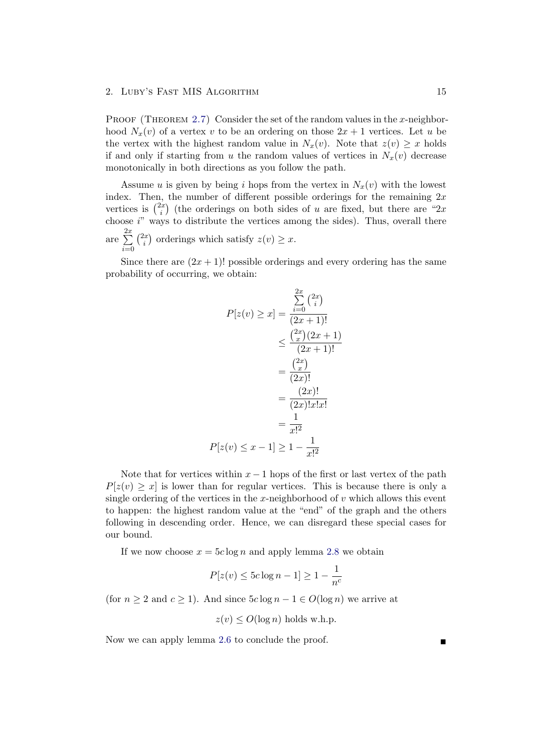**Proof (Theorem 2.7)** Consider the set of the random values in the $x$-neighborhood $N_x(v)$ of a vertex $v$ to be an ordering on those $2x+1$ vertices. Let $u$ be the vertex with the highest random value in $N_x(v)$. Note that $z(v) \geq x$ holds if and only if starting from $u$ the random values of vertices in $N_x(v)$ decrease monotonically in both directions as you follow the path.

Assume $u$ is given by being $i$ hops from the vertex in $N_x(v)$ with the lowest index. Then, the number of different possible orderings for the remaining $2x$ vertices is $\binom{2x}{i}$ (the orderings on both sides of $u$ are fixed, but there are "$2x$ choose $i$" ways to distribute the vertices among the sides). Thus, overall there are $\sum_{i=0}^{2x} \binom{2x}{i}$ orderings which satisfy $z(v) \geq x$.

Since there are $(2x+1)!$ possible orderings and every ordering has the same probability of occurring, we obtain:

$$
\begin{aligned}
P[z(v) \geq x] &= \frac{\sum_{i=0}^{2x} \binom{2x}{i}}{(2x+1)!} \\
&\leq \frac{\binom{2x}{x}(2x+1)}{(2x+1)!} \\
&= \frac{\binom{2x}{x}}{(2x)!} \\
&= \frac{(2x)!}{(2x)!x!x!} \\
&= \frac{1}{x!^2} \\
P[z(v) \leq x-1] &\geq 1 - \frac{1}{x!^2}
\end{aligned}
$$

Note that for vertices within $x-1$ hops of the first or last vertex of the path $P[z(v) \geq x]$ is lower than for regular vertices. This is because there is only a single ordering of the vertices in the $x$-neighborhood of $v$ which allows this event to happen: the highest random value at the "end" of the graph and the others following in descending order. Hence, we can disregard these special cases for our bound.

If we now choose $x = 5c \log n$ and apply lemma 2.8 we obtain

$$
P[z(v) \leq 5c \log n - 1] \geq 1 - \frac{1}{n^c}
$$

(for $n \geq 2$ and $c \geq 1$). And since $5c \log n - 1 \in O(\log n)$ we arrive at

$$
z(v) \leq O(\log n) \text{ holds w.h.p.}
$$

Now we can apply lemma 2.6 to conclude the proof. ■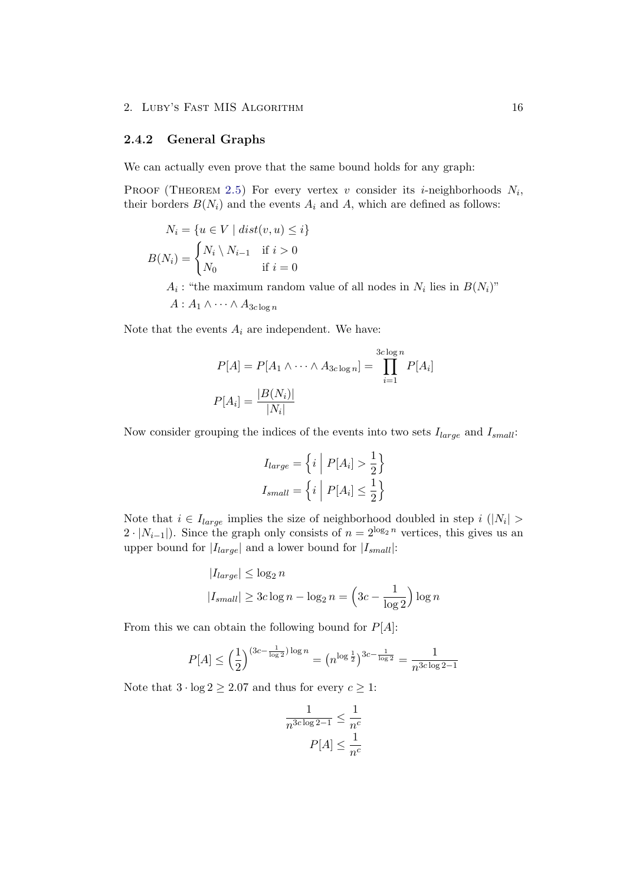### 2.4.2 General Graphs

We can actually even prove that the same bound holds for any graph:

Proof (Theorem 2.5) For every vertex $v$ consider its $i$-neighborhoods $N_i$, their borders $B(N_i)$ and the events $A_i$ and $A$, which are defined as follows:

$$N_i = \{u \in V \mid dist(v, u) \leq i\}$$

$$B(N_i) = \begin{cases} N_i \setminus N_{i-1} & \text{if } i > 0 \\ N_0 & \text{if } i = 0 \end{cases}$$

$A_i$ : "the maximum random value of all nodes in $N_i$ lies in $B(N_i)$"

$A : A_1 \wedge \cdots \wedge A_{3c \log n}$

Note that the events $A_i$ are independent. We have:

$$P[A] = P[A_1 \wedge \cdots \wedge A_{3c \log n}] = \prod_{i=1}^{3c \log n} P[A_i]$$

$$P[A_i] = \frac{|B(N_i)|}{|N_i|}$$

Now consider grouping the indices of the events into two sets $I_{large}$ and $I_{small}$:

$$I_{large} = \left\{ i \;\middle|\; P[A_i] > \frac{1}{2} \right\}$$

$$I_{small} = \left\{ i \;\middle|\; P[A_i] \leq \frac{1}{2} \right\}$$

Note that $i \in I_{large}$ implies the size of neighborhood doubled in step $i$ ($|N_i| > 2 \cdot |N_{i-1}|$). Since the graph only consists of $n = 2^{\log_2 n}$ vertices, this gives us an upper bound for $|I_{large}|$ and a lower bound for $|I_{small}|$:

$$|I_{large}| \leq \log_2 n$$

$$|I_{small}| \geq 3c \log n - \log_2 n = \left(3c - \frac{1}{\log 2}\right) \log n$$

From this we can obtain the following bound for $P[A]$:

$$P[A] \leq \left(\frac{1}{2}\right)^{(3c - \frac{1}{\log 2}) \log n} = \left(n^{\log \frac{1}{2}}\right)^{3c - \frac{1}{\log 2}} = \frac{1}{n^{3c \log 2 - 1}}$$

Note that $3 \cdot \log 2 \geq 2.07$ and thus for every $c \geq 1$:

$$\frac{1}{n^{3c \log 2 - 1}} \leq \frac{1}{n^c}$$

$$P[A] \leq \frac{1}{n^c}$$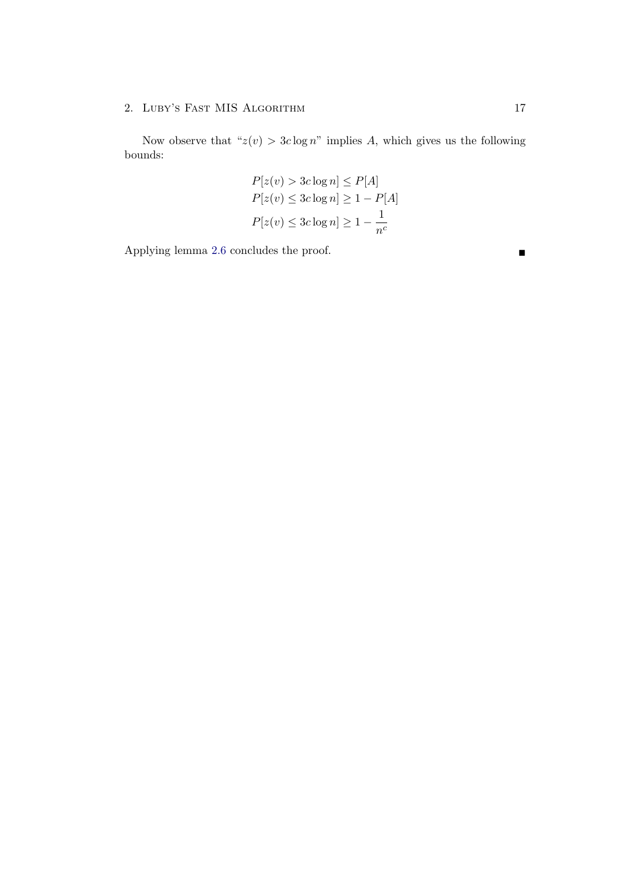Now observe that "$z(v) > 3c \log n$" implies $A$, which gives us the following bounds:

$$
\begin{aligned}
P[z(v) > 3c \log n] &\leq P[A] \\
P[z(v) \leq 3c \log n] &\geq 1 - P[A] \\
P[z(v) \leq 3c \log n] &\geq 1 - \frac{1}{n^c}
\end{aligned}
$$

Applying lemma 2.6 concludes the proof. ∎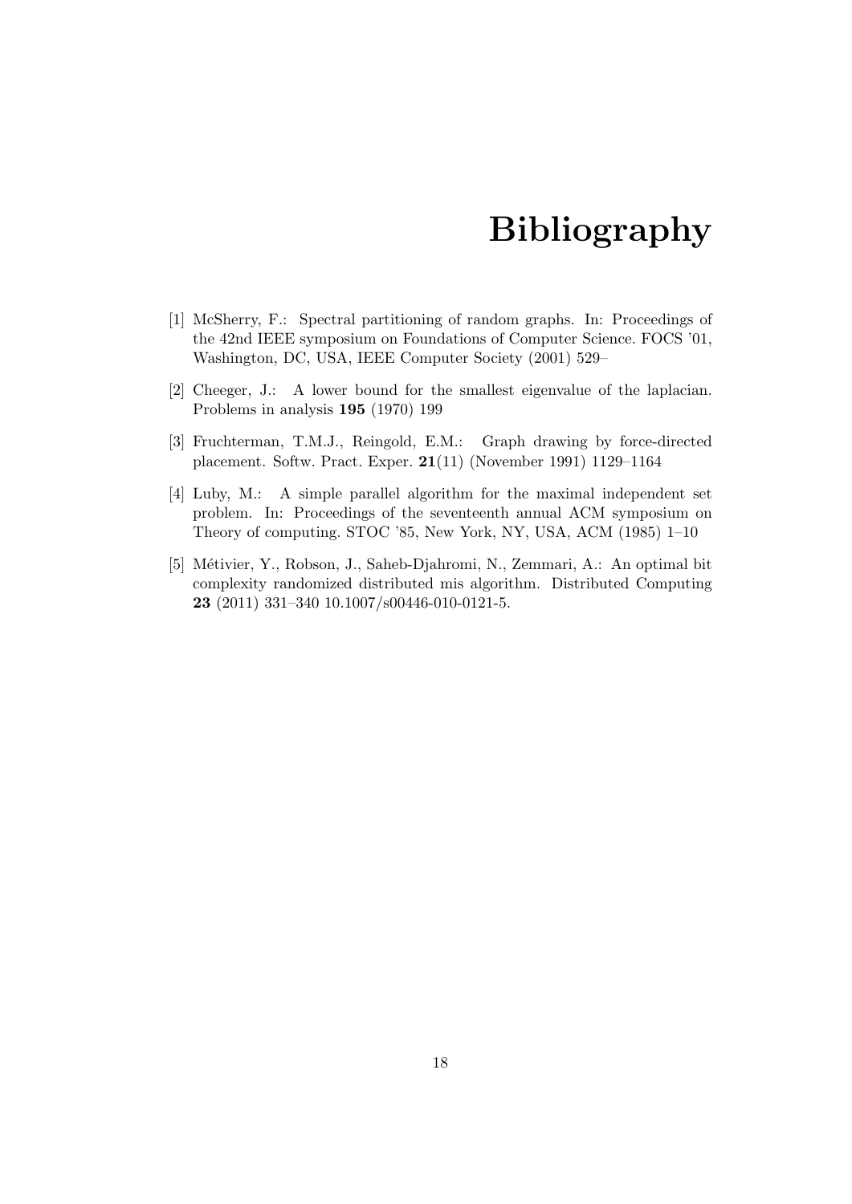# Bibliography

[1] McSherry, F.: Spectral partitioning of random graphs. In: Proceedings of the 42nd IEEE symposium on Foundations of Computer Science. FOCS '01, Washington, DC, USA, IEEE Computer Society (2001) 529–

[2] Cheeger, J.: A lower bound for the smallest eigenvalue of the laplacian. Problems in analysis **195** (1970) 199

[3] Fruchterman, T.M.J., Reingold, E.M.: Graph drawing by force-directed placement. Softw. Pract. Exper. **21**(11) (November 1991) 1129–1164

[4] Luby, M.: A simple parallel algorithm for the maximal independent set problem. In: Proceedings of the seventeenth annual ACM symposium on Theory of computing. STOC '85, New York, NY, USA, ACM (1985) 1–10

[5] Métivier, Y., Robson, J., Saheb-Djahromi, N., Zemmari, A.: An optimal bit complexity randomized distributed mis algorithm. Distributed Computing **23** (2011) 331–340 10.1007/s00446-010-0121-5.